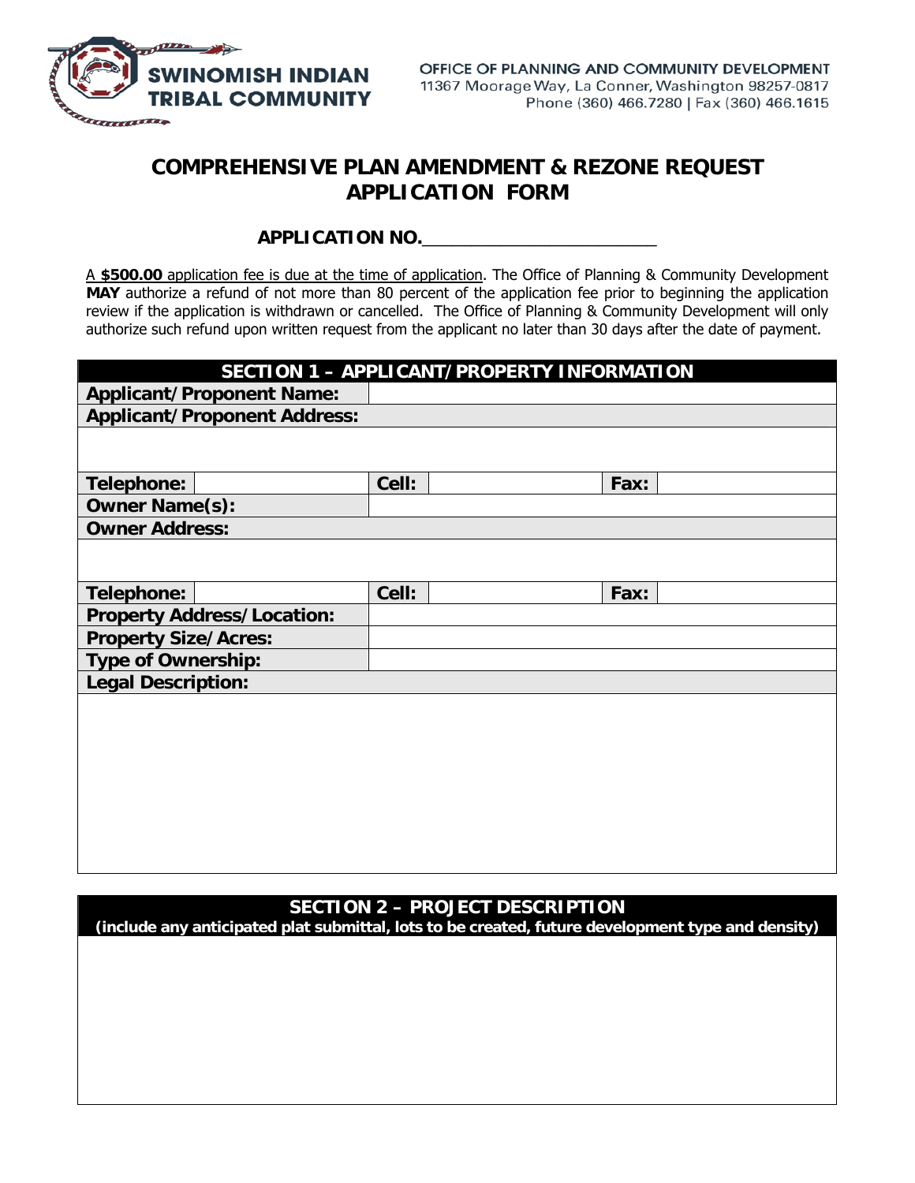**SWINOMISH INDIAN TRIBAL COMMUNITY**

OFFICE OF PLANNING AND COMMUNITY DEVELOPMENT
11367 Moorage Way, La Conner, Washington 98257-0817
Phone (360) 466.7280 | Fax (360) 466.1615

# COMPREHENSIVE PLAN AMENDMENT & REZONE REQUEST APPLICATION FORM

**APPLICATION NO.**________________________

A **$500.00** application fee is due at the time of application. The Office of Planning & Community Development **MAY** authorize a refund of not more than 80 percent of the application fee prior to beginning the application review if the application is withdrawn or cancelled. The Office of Planning & Community Development will only authorize such refund upon written request from the applicant no later than 30 days after the date of payment.

| **SECTION 1 – APPLICANT/PROPERTY INFORMATION** | | | | | |
|---|---|---|---|---|---|
| **Applicant/Proponent Name:** | | | | | |
| **Applicant/Proponent Address:** | | | | | |
| | | | | | |
| **Telephone:** | | **Cell:** | | **Fax:** | |
| **Owner Name(s):** | | | | | |
| **Owner Address:** | | | | | |
| | | | | | |
| **Telephone:** | | **Cell:** | | **Fax:** | |
| **Property Address/Location:** | | | | | |
| **Property Size/Acres:** | | | | | |
| **Type of Ownership:** | | | | | |
| **Legal Description:** | | | | | |
| | | | | | |

| **SECTION 2 – PROJECT DESCRIPTION** **(include any anticipated plat submittal, lots to be created, future development type and density)** |
|---|
| |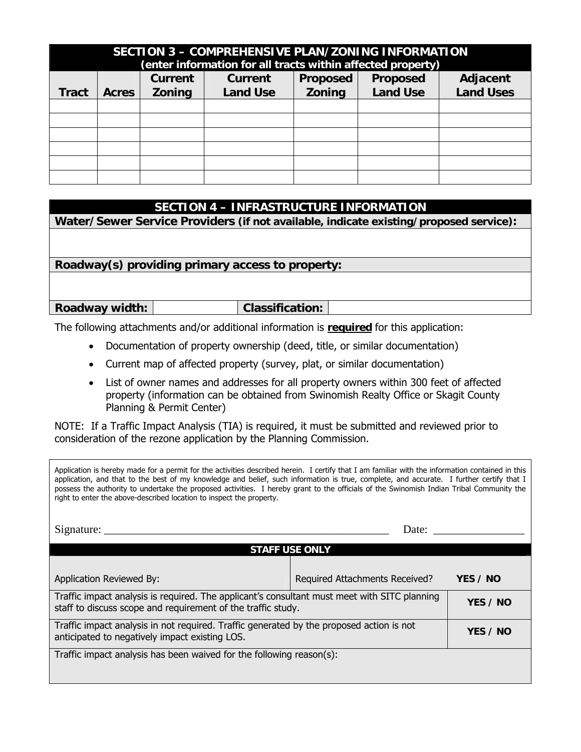## SECTION 3 – COMPREHENSIVE PLAN/ZONING INFORMATION
**(enter information for all tracts within affected property)**

| Tract | Acres | Current Zoning | Current Land Use | Proposed Zoning | Proposed Land Use | Adjacent Land Uses |
|---|---|---|---|---|---|---|
| | | | | | | |
| | | | | | | |
| | | | | | | |
| | | | | | | |
| | | | | | | |
| | | | | | | |

## SECTION 4 – INFRASTRUCTURE INFORMATION

**Water/Sewer Service Providers (if not available, indicate existing/proposed service):**

**Roadway(s) providing primary access to property:**

| **Roadway width:** | | **Classification:** | |
|---|---|---|---|

The following attachments and/or additional information is **required** for this application:

- Documentation of property ownership (deed, title, or similar documentation)
- Current map of affected property (survey, plat, or similar documentation)
- List of owner names and addresses for all property owners within 300 feet of affected property (information can be obtained from Swinomish Realty Office or Skagit County Planning & Permit Center)

NOTE: If a Traffic Impact Analysis (TIA) is required, it must be submitted and reviewed prior to consideration of the rezone application by the Planning Commission.

Application is hereby made for a permit for the activities described herein. I certify that I am familiar with the information contained in this application, and that to the best of my knowledge and belief, such information is true, complete, and accurate. I further certify that I possess the authority to undertake the proposed activities. I hereby grant to the officials of the Swinomish Indian Tribal Community the right to enter the above-described location to inspect the property.

Signature: ______________________________________________ Date: ________________

**STAFF USE ONLY**

| | | |
|---|---|---|
| Application Reviewed By: | Required Attachments Received? | **YES / NO** |
| Traffic impact analysis is required. The applicant's consultant must meet with SITC planning staff to discuss scope and requirement of the traffic study. | | **YES / NO** |
| Traffic impact analysis in not required. Traffic generated by the proposed action is not anticipated to negatively impact existing LOS. | | **YES / NO** |
| Traffic impact analysis has been waived for the following reason(s): | | |